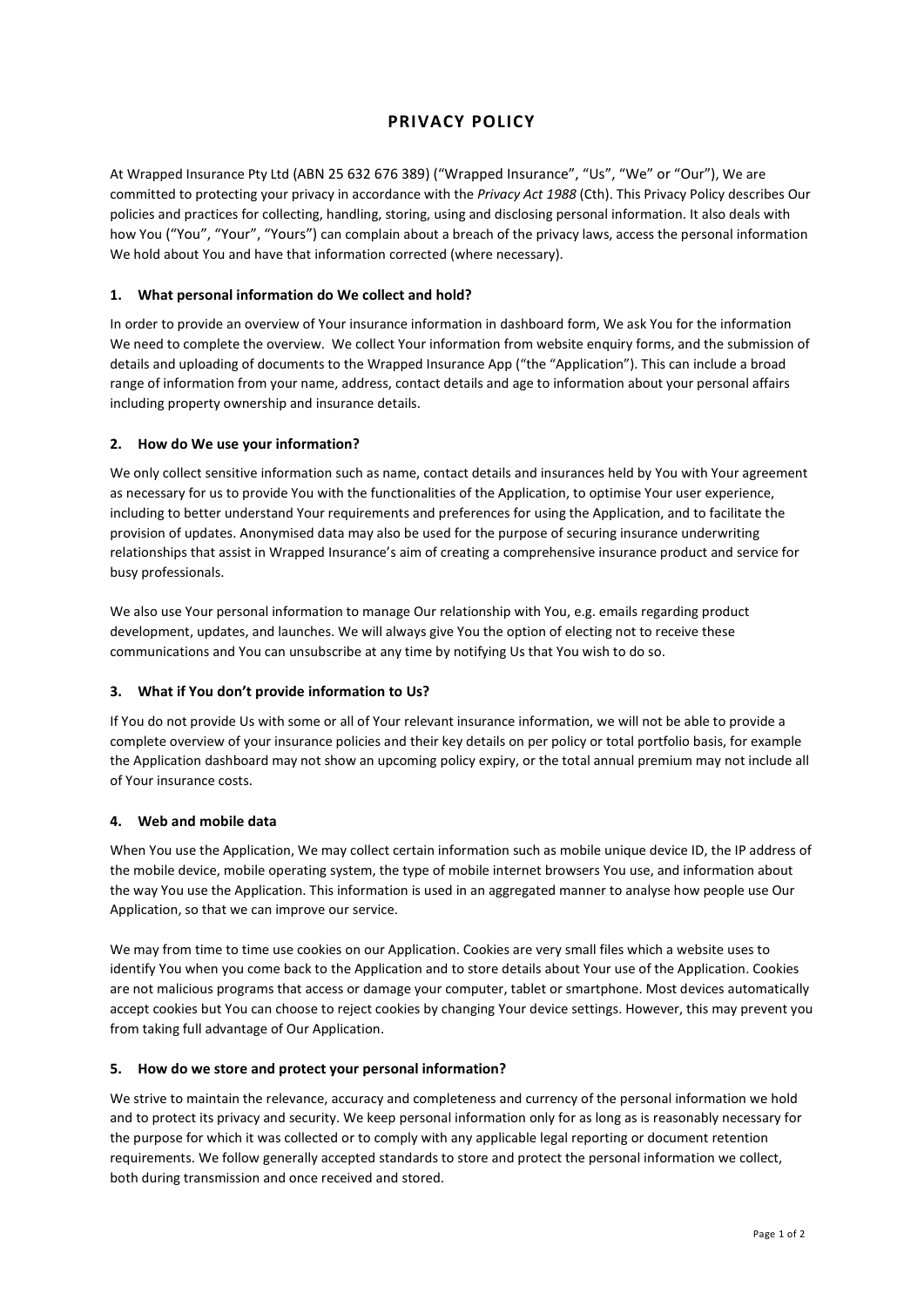# PRIVACY POLICY

At Wrapped Insurance Pty Ltd (ABN 25 632 676 389) ("Wrapped Insurance", "Us", "We" or "Our"), We are committed to protecting your privacy in accordance with the *Privacy Act 1988* (Cth). This Privacy Policy describes Our policies and practices for collecting, handling, storing, using and disclosing personal information. It also deals with how You ("You", "Your", "Yours") can complain about a breach of the privacy laws, access the personal information We hold about You and have that information corrected (where necessary).

## 1. What personal information do We collect and hold?

In order to provide an overview of Your insurance information in dashboard form, We ask You for the information We need to complete the overview. We collect Your information from website enquiry forms, and the submission of details and uploading of documents to the Wrapped Insurance App ("the "Application"). This can include a broad range of information from your name, address, contact details and age to information about your personal affairs including property ownership and insurance details.

## 2. How do We use your information?

We only collect sensitive information such as name, contact details and insurances held by You with Your agreement as necessary for us to provide You with the functionalities of the Application, to optimise Your user experience, including to better understand Your requirements and preferences for using the Application, and to facilitate the provision of updates. Anonymised data may also be used for the purpose of securing insurance underwriting relationships that assist in Wrapped Insurance's aim of creating a comprehensive insurance product and service for busy professionals.

We also use Your personal information to manage Our relationship with You, e.g. emails regarding product development, updates, and launches. We will always give You the option of electing not to receive these communications and You can unsubscribe at any time by notifying Us that You wish to do so.

## 3. What if You don't provide information to Us?

If You do not provide Us with some or all of Your relevant insurance information, we will not be able to provide a complete overview of your insurance policies and their key details on per policy or total portfolio basis, for example the Application dashboard may not show an upcoming policy expiry, or the total annual premium may not include all of Your insurance costs.

## 4. Web and mobile data

When You use the Application, We may collect certain information such as mobile unique device ID, the IP address of the mobile device, mobile operating system, the type of mobile internet browsers You use, and information about the way You use the Application. This information is used in an aggregated manner to analyse how people use Our Application, so that we can improve our service.

We may from time to time use cookies on our Application. Cookies are very small files which a website uses to identify You when you come back to the Application and to store details about Your use of the Application. Cookies are not malicious programs that access or damage your computer, tablet or smartphone. Most devices automatically accept cookies but You can choose to reject cookies by changing Your device settings. However, this may prevent you from taking full advantage of Our Application.

## 5. How do we store and protect your personal information?

We strive to maintain the relevance, accuracy and completeness and currency of the personal information we hold and to protect its privacy and security. We keep personal information only for as long as is reasonably necessary for the purpose for which it was collected or to comply with any applicable legal reporting or document retention requirements. We follow generally accepted standards to store and protect the personal information we collect, both during transmission and once received and stored.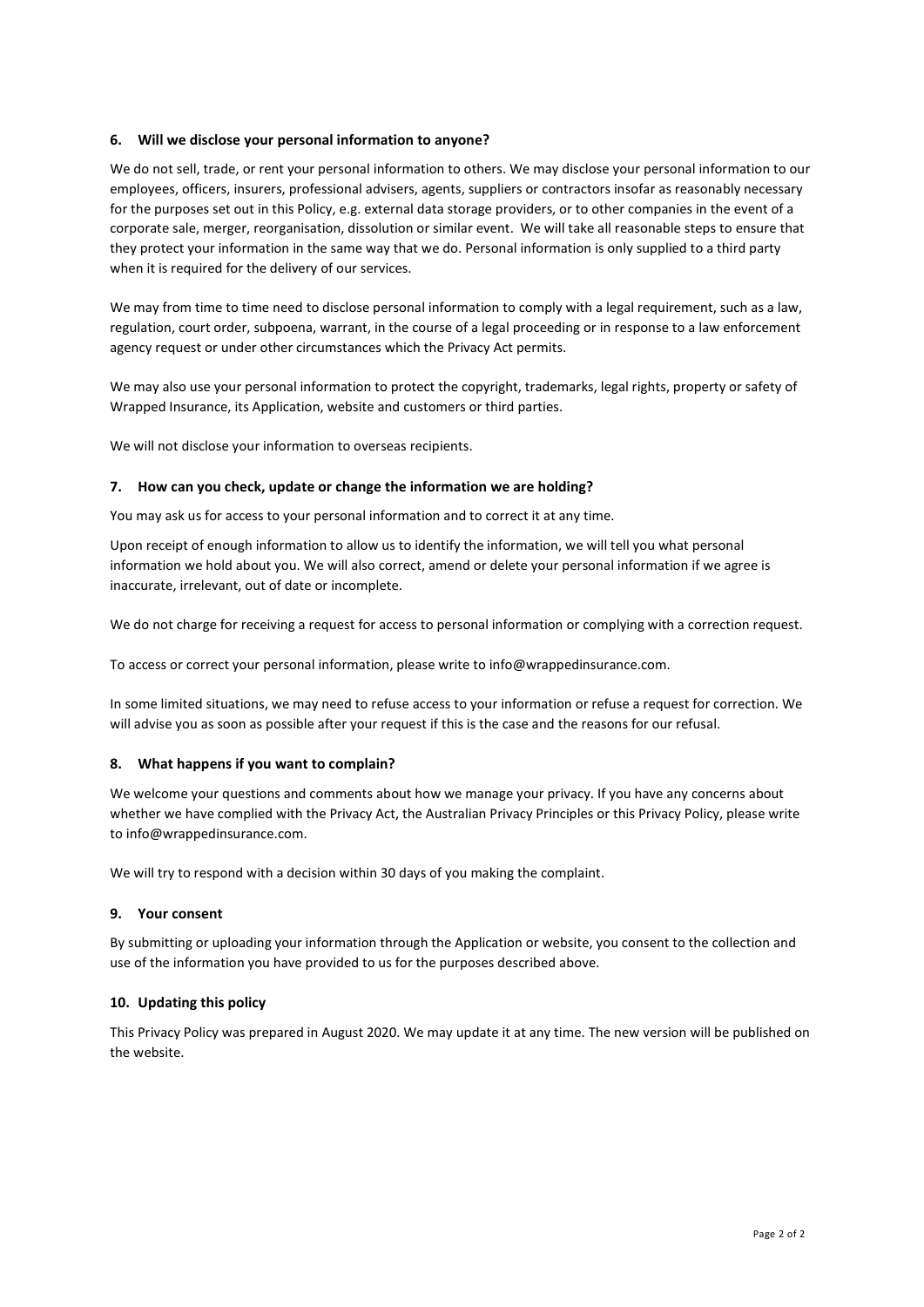## 6. Will we disclose your personal information to anyone?

We do not sell, trade, or rent your personal information to others. We may disclose your personal information to our employees, officers, insurers, professional advisers, agents, suppliers or contractors insofar as reasonably necessary for the purposes set out in this Policy, e.g. external data storage providers, or to other companies in the event of a corporate sale, merger, reorganisation, dissolution or similar event. We will take all reasonable steps to ensure that they protect your information in the same way that we do. Personal information is only supplied to a third party when it is required for the delivery of our services.

We may from time to time need to disclose personal information to comply with a legal requirement, such as a law, regulation, court order, subpoena, warrant, in the course of a legal proceeding or in response to a law enforcement agency request or under other circumstances which the Privacy Act permits.

We may also use your personal information to protect the copyright, trademarks, legal rights, property or safety of Wrapped Insurance, its Application, website and customers or third parties.

We will not disclose your information to overseas recipients.

## 7. How can you check, update or change the information we are holding?

You may ask us for access to your personal information and to correct it at any time.

Upon receipt of enough information to allow us to identify the information, we will tell you what personal information we hold about you. We will also correct, amend or delete your personal information if we agree is inaccurate, irrelevant, out of date or incomplete.

We do not charge for receiving a request for access to personal information or complying with a correction request.

To access or correct your personal information, please write to info@wrappedinsurance.com.

In some limited situations, we may need to refuse access to your information or refuse a request for correction. We will advise you as soon as possible after your request if this is the case and the reasons for our refusal.

## 8. What happens if you want to complain?

We welcome your questions and comments about how we manage your privacy. If you have any concerns about whether we have complied with the Privacy Act, the Australian Privacy Principles or this Privacy Policy, please write to info@wrappedinsurance.com.

We will try to respond with a decision within 30 days of you making the complaint.

## 9. Your consent

By submitting or uploading your information through the Application or website, you consent to the collection and use of the information you have provided to us for the purposes described above.

## 10. Updating this policy

This Privacy Policy was prepared in August 2020. We may update it at any time. The new version will be published on the website.